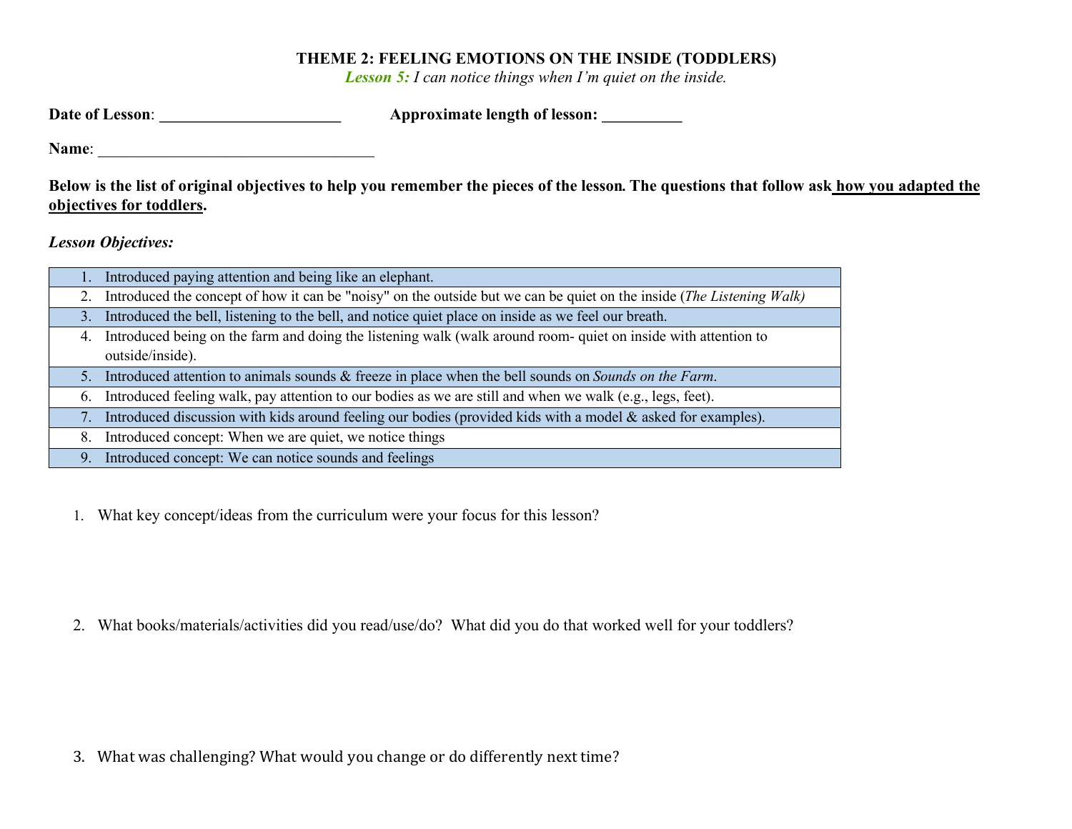# THEME 2: FEELING EMOTIONS ON THE INSIDE (TODDLERS)

***Lesson 5:*** *I can notice things when I'm quiet on the inside.*

**Date of Lesson**: ______________________ **Approximate length of lesson:** __________

**Name**: ___________________________________

**Below is the list of original objectives to help you remember the pieces of the lesson. The questions that follow ask how you adapted the objectives for toddlers.**

***Lesson Objectives:***

| |
|---|
| 1. Introduced paying attention and being like an elephant. |
| 2. Introduced the concept of how it can be "noisy" on the outside but we can be quiet on the inside (*The Listening Walk)* |
| 3. Introduced the bell, listening to the bell, and notice quiet place on inside as we feel our breath. |
| 4. Introduced being on the farm and doing the listening walk (walk around room- quiet on inside with attention to outside/inside). |
| 5. Introduced attention to animals sounds & freeze in place when the bell sounds on *Sounds on the Farm*. |
| 6. Introduced feeling walk, pay attention to our bodies as we are still and when we walk (e.g., legs, feet). |
| 7. Introduced discussion with kids around feeling our bodies (provided kids with a model & asked for examples). |
| 8. Introduced concept: When we are quiet, we notice things |
| 9. Introduced concept: We can notice sounds and feelings |

1. What key concept/ideas from the curriculum were your focus for this lesson?

2. What books/materials/activities did you read/use/do? What did you do that worked well for your toddlers?

3. What was challenging? What would you change or do differently next time?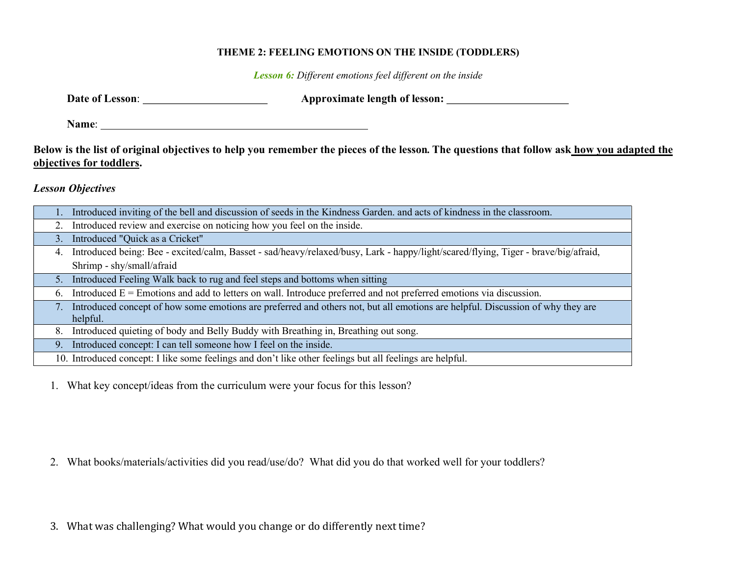**THEME 2: FEELING EMOTIONS ON THE INSIDE (TODDLERS)**

*Lesson 6: Different emotions feel different on the inside*

**Date of Lesson**: ______________________ **Approximate length of lesson:** ______________________

**Name**: ________________________________________________

**Below is the list of original objectives to help you remember the pieces of the lesson. The questions that follow ask <u>how you adapted the objectives for toddlers</u>.**

***Lesson Objectives***

| | |
|---|---|
| 1. | Introduced inviting of the bell and discussion of seeds in the Kindness Garden. and acts of kindness in the classroom. |
| 2. | Introduced review and exercise on noticing how you feel on the inside. |
| 3. | Introduced "Quick as a Cricket" |
| 4. | Introduced being: Bee - excited/calm, Basset - sad/heavy/relaxed/busy, Lark - happy/light/scared/flying, Tiger - brave/big/afraid, Shrimp - shy/small/afraid |
| 5. | Introduced Feeling Walk back to rug and feel steps and bottoms when sitting |
| 6. | Introduced E = Emotions and add to letters on wall. Introduce preferred and not preferred emotions via discussion. |
| 7. | Introduced concept of how some emotions are preferred and others not, but all emotions are helpful. Discussion of why they are helpful. |
| 8. | Introduced quieting of body and Belly Buddy with Breathing in, Breathing out song. |
| 9. | Introduced concept: I can tell someone how I feel on the inside. |
| 10. | Introduced concept: I like some feelings and don't like other feelings but all feelings are helpful. |

1. What key concept/ideas from the curriculum were your focus for this lesson?

2. What books/materials/activities did you read/use/do? What did you do that worked well for your toddlers?

3. What was challenging? What would you change or do differently next time?